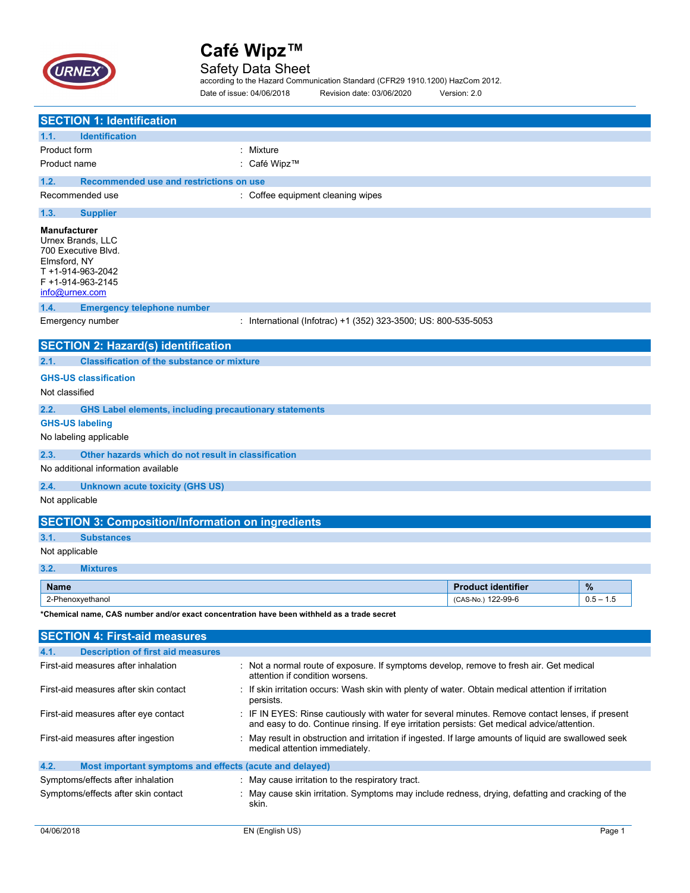# Café Wipz™

## Safety Data Sheet

according to the Hazard Communication Standard (CFR29 1910.1200) HazCom 2012.

Date of issue: 04/06/2018 Revision date: 03/06/2020 Version: 2.0

## SECTION 1: Identification

### 1.1. Identification

| | |
|---|---|
| Product form | : Mixture |
| Product name | : Café Wipz™ |

### 1.2. Recommended use and restrictions on use

| | |
|---|---|
| Recommended use | : Coffee equipment cleaning wipes |

### 1.3. Supplier

**Manufacturer**
Urnex Brands, LLC
700 Executive Blvd.
Elmsford, NY
T +1-914-963-2042
F +1-914-963-2145
info@urnex.com

### 1.4. Emergency telephone number

| | |
|---|---|
| Emergency number | : International (Infotrac) +1 (352) 323-3500; US: 800-535-5053 |

## SECTION 2: Hazard(s) identification

### 2.1. Classification of the substance or mixture

**GHS-US classification**

Not classified

### 2.2. GHS Label elements, including precautionary statements

**GHS-US labeling**

No labeling applicable

### 2.3. Other hazards which do not result in classification

No additional information available

### 2.4. Unknown acute toxicity (GHS US)

Not applicable

## SECTION 3: Composition/Information on ingredients

### 3.1. Substances

Not applicable

### 3.2. Mixtures

| Name | Product identifier | % |
|---|---|---|
| 2-Phenoxyethanol | (CAS-No.) 122-99-6 | 0.5 – 1.5 |

**\*Chemical name, CAS number and/or exact concentration have been withheld as a trade secret**

## SECTION 4: First-aid measures

### 4.1. Description of first aid measures

| | |
|---|---|
| First-aid measures after inhalation | : Not a normal route of exposure. If symptoms develop, remove to fresh air. Get medical attention if condition worsens. |
| First-aid measures after skin contact | : If skin irritation occurs: Wash skin with plenty of water. Obtain medical attention if irritation persists. |
| First-aid measures after eye contact | : IF IN EYES: Rinse cautiously with water for several minutes. Remove contact lenses, if present and easy to do. Continue rinsing. If eye irritation persists: Get medical advice/attention. |
| First-aid measures after ingestion | : May result in obstruction and irritation if ingested. If large amounts of liquid are swallowed seek medical attention immediately. |

### 4.2. Most important symptoms and effects (acute and delayed)

| | |
|---|---|
| Symptoms/effects after inhalation | : May cause irritation to the respiratory tract. |
| Symptoms/effects after skin contact | : May cause skin irritation. Symptoms may include redness, drying, defatting and cracking of the skin. |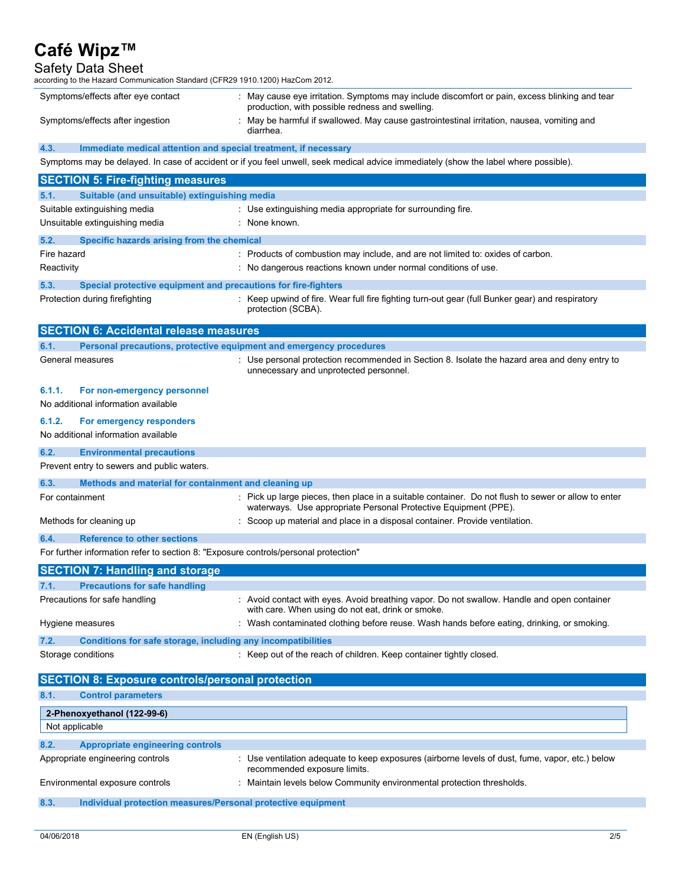| | |
|---|---|
| Symptoms/effects after eye contact | : May cause eye irritation. Symptoms may include discomfort or pain, excess blinking and tear production, with possible redness and swelling. |
| Symptoms/effects after ingestion | : May be harmful if swallowed. May cause gastrointestinal irritation, nausea, vomiting and diarrhea. |

### 4.3. Immediate medical attention and special treatment, if necessary

Symptoms may be delayed. In case of accident or if you feel unwell, seek medical advice immediately (show the label where possible).

## SECTION 5: Fire-fighting measures

### 5.1. Suitable (and unsuitable) extinguishing media

| | |
|---|---|
| Suitable extinguishing media | : Use extinguishing media appropriate for surrounding fire. |
| Unsuitable extinguishing media | : None known. |

### 5.2. Specific hazards arising from the chemical

| | |
|---|---|
| Fire hazard | : Products of combustion may include, and are not limited to: oxides of carbon. |
| Reactivity | : No dangerous reactions known under normal conditions of use. |

### 5.3. Special protective equipment and precautions for fire-fighters

| | |
|---|---|
| Protection during firefighting | : Keep upwind of fire. Wear full fire fighting turn-out gear (full Bunker gear) and respiratory protection (SCBA). |

## SECTION 6: Accidental release measures

### 6.1. Personal precautions, protective equipment and emergency procedures

| | |
|---|---|
| General measures | : Use personal protection recommended in Section 8. Isolate the hazard area and deny entry to unnecessary and unprotected personnel. |

#### 6.1.1. For non-emergency personnel

No additional information available

#### 6.1.2. For emergency responders

No additional information available

### 6.2. Environmental precautions

Prevent entry to sewers and public waters.

### 6.3. Methods and material for containment and cleaning up

| | |
|---|---|
| For containment | : Pick up large pieces, then place in a suitable container. Do not flush to sewer or allow to enter waterways. Use appropriate Personal Protective Equipment (PPE). |
| Methods for cleaning up | : Scoop up material and place in a disposal container. Provide ventilation. |

### 6.4. Reference to other sections

For further information refer to section 8: "Exposure controls/personal protection"

## SECTION 7: Handling and storage

### 7.1. Precautions for safe handling

| | |
|---|---|
| Precautions for safe handling | : Avoid contact with eyes. Avoid breathing vapor. Do not swallow. Handle and open container with care. When using do not eat, drink or smoke. |
| Hygiene measures | : Wash contaminated clothing before reuse. Wash hands before eating, drinking, or smoking. |

### 7.2. Conditions for safe storage, including any incompatibilities

| | |
|---|---|
| Storage conditions | : Keep out of the reach of children. Keep container tightly closed. |

## SECTION 8: Exposure controls/personal protection

### 8.1. Control parameters

| 2-Phenoxyethanol (122-99-6) |
|---|
| Not applicable |

### 8.2. Appropriate engineering controls

| | |
|---|---|
| Appropriate engineering controls | : Use ventilation adequate to keep exposures (airborne levels of dust, fume, vapor, etc.) below recommended exposure limits. |
| Environmental exposure controls | : Maintain levels below Community environmental protection thresholds. |

### 8.3. Individual protection measures/Personal protective equipment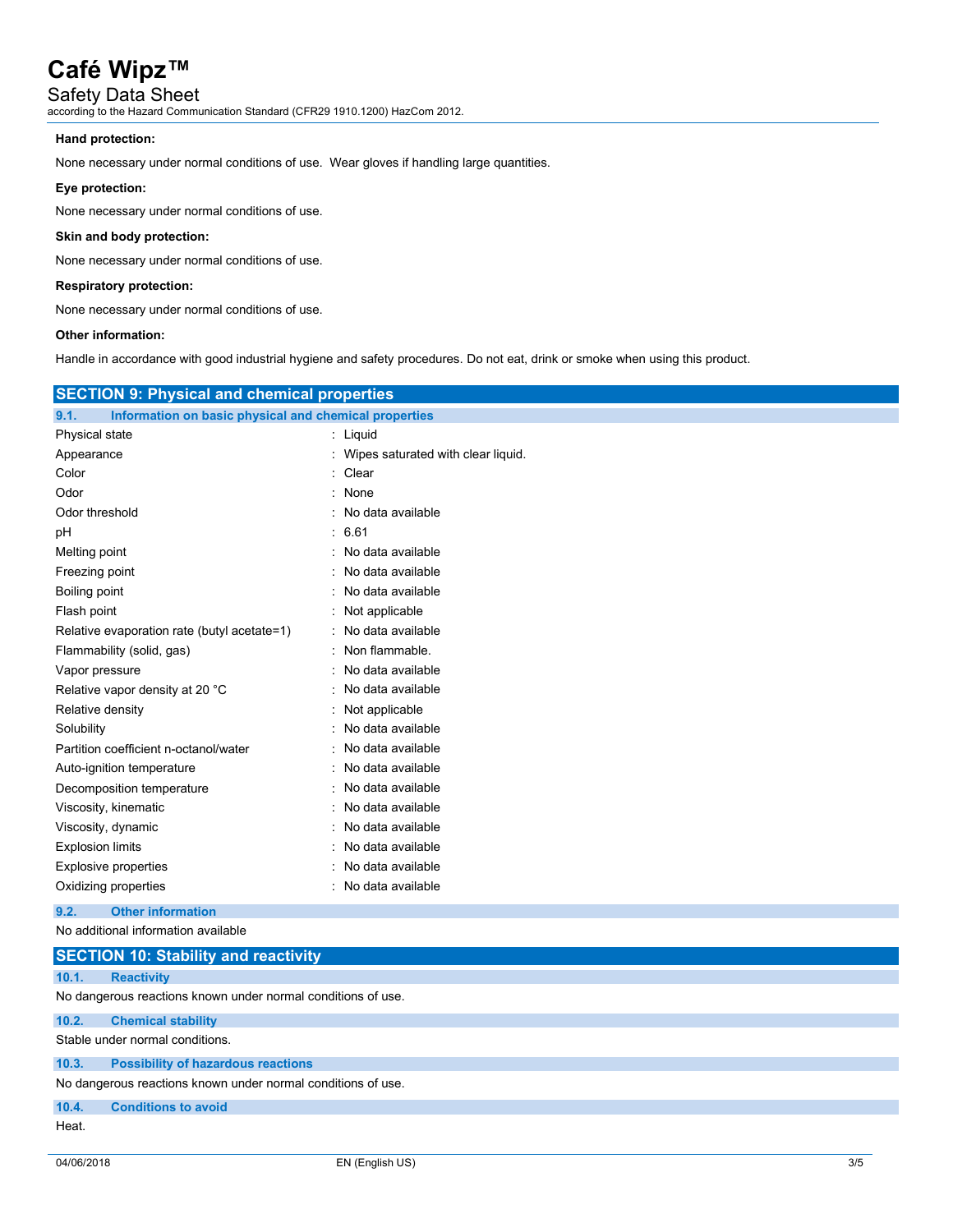**Hand protection:**

None necessary under normal conditions of use. Wear gloves if handling large quantities.

**Eye protection:**

None necessary under normal conditions of use.

**Skin and body protection:**

None necessary under normal conditions of use.

**Respiratory protection:**

None necessary under normal conditions of use.

**Other information:**

Handle in accordance with good industrial hygiene and safety procedures. Do not eat, drink or smoke when using this product.

## SECTION 9: Physical and chemical properties

### 9.1. Information on basic physical and chemical properties

| Property | Value |
|---|---|
| Physical state | Liquid |
| Appearance | Wipes saturated with clear liquid. |
| Color | Clear |
| Odor | None |
| Odor threshold | No data available |
| pH | 6.61 |
| Melting point | No data available |
| Freezing point | No data available |
| Boiling point | No data available |
| Flash point | Not applicable |
| Relative evaporation rate (butyl acetate=1) | No data available |
| Flammability (solid, gas) | Non flammable. |
| Vapor pressure | No data available |
| Relative vapor density at 20 °C | No data available |
| Relative density | Not applicable |
| Solubility | No data available |
| Partition coefficient n-octanol/water | No data available |
| Auto-ignition temperature | No data available |
| Decomposition temperature | No data available |
| Viscosity, kinematic | No data available |
| Viscosity, dynamic | No data available |
| Explosion limits | No data available |
| Explosive properties | No data available |
| Oxidizing properties | No data available |

### 9.2. Other information

No additional information available

## SECTION 10: Stability and reactivity

### 10.1. Reactivity

No dangerous reactions known under normal conditions of use.

### 10.2. Chemical stability

Stable under normal conditions.

### 10.3. Possibility of hazardous reactions

No dangerous reactions known under normal conditions of use.

### 10.4. Conditions to avoid

Heat.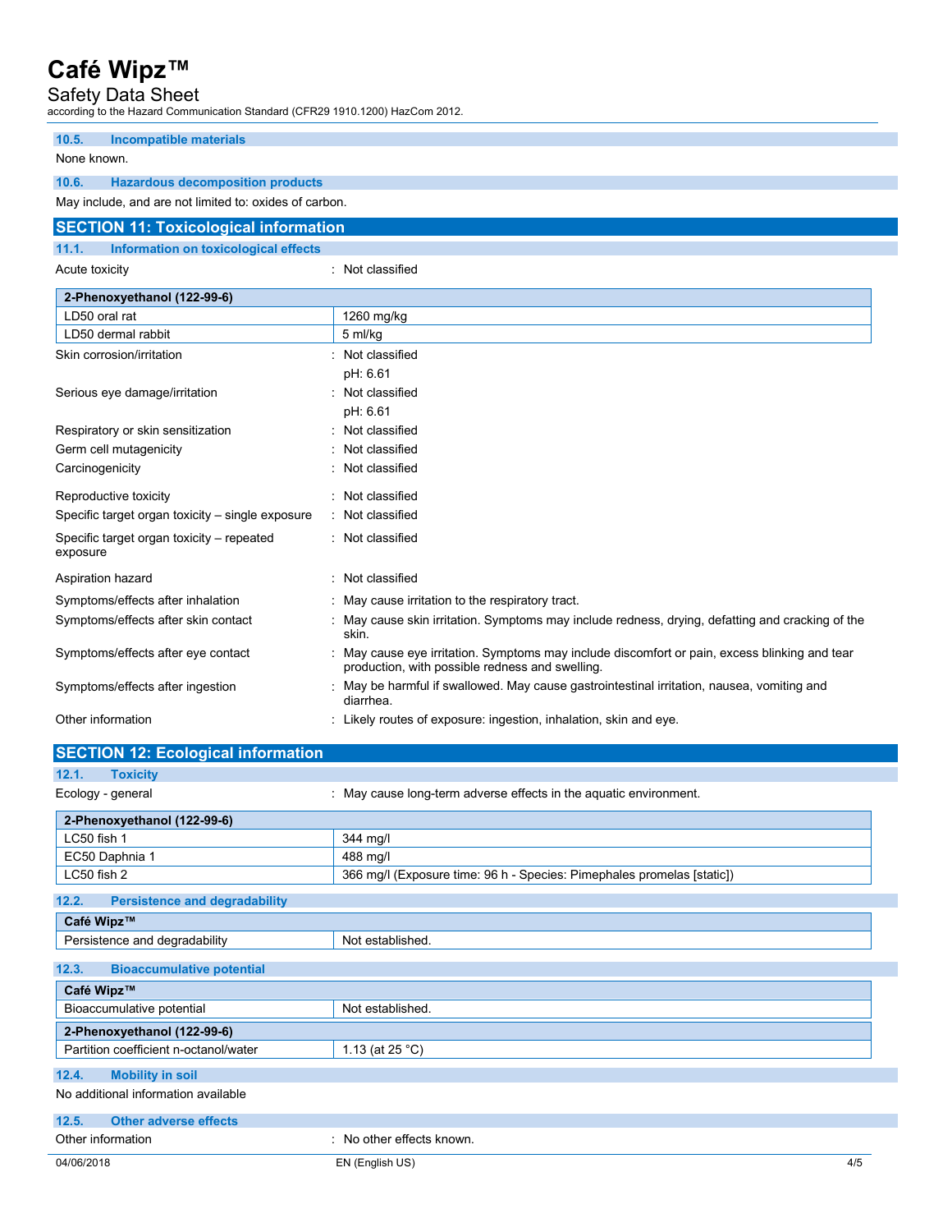### 10.5. Incompatible materials

None known.

### 10.6. Hazardous decomposition products

May include, and are not limited to: oxides of carbon.

## SECTION 11: Toxicological information

### 11.1. Information on toxicological effects

Acute toxicity : Not classified

| 2-Phenoxyethanol (122-99-6) | |
|---|---|
| LD50 oral rat | 1260 mg/kg |
| LD50 dermal rabbit | 5 ml/kg |

Skin corrosion/irritation : Not classified
pH: 6.61

Serious eye damage/irritation : Not classified
pH: 6.61

Respiratory or skin sensitization : Not classified

Germ cell mutagenicity : Not classified

Carcinogenicity : Not classified

Reproductive toxicity : Not classified

Specific target organ toxicity – single exposure : Not classified

Specific target organ toxicity – repeated exposure : Not classified

Aspiration hazard : Not classified

Symptoms/effects after inhalation : May cause irritation to the respiratory tract.

Symptoms/effects after skin contact : May cause skin irritation. Symptoms may include redness, drying, defatting and cracking of the skin.

Symptoms/effects after eye contact : May cause eye irritation. Symptoms may include discomfort or pain, excess blinking and tear production, with possible redness and swelling.

Symptoms/effects after ingestion : May be harmful if swallowed. May cause gastrointestinal irritation, nausea, vomiting and diarrhea.

Other information : Likely routes of exposure: ingestion, inhalation, skin and eye.

## SECTION 12: Ecological information

### 12.1. Toxicity

Ecology - general : May cause long-term adverse effects in the aquatic environment.

| 2-Phenoxyethanol (122-99-6) | |
|---|---|
| LC50 fish 1 | 344 mg/l |
| EC50 Daphnia 1 | 488 mg/l |
| LC50 fish 2 | 366 mg/l (Exposure time: 96 h - Species: Pimephales promelas [static]) |

### 12.2. Persistence and degradability

| Café Wipz™ | |
|---|---|
| Persistence and degradability | Not established. |

### 12.3. Bioaccumulative potential

| Café Wipz™ | |
|---|---|
| Bioaccumulative potential | Not established. |
| **2-Phenoxyethanol (122-99-6)** | |
| Partition coefficient n-octanol/water | 1.13 (at 25 °C) |

### 12.4. Mobility in soil

No additional information available

### 12.5. Other adverse effects

Other information : No other effects known.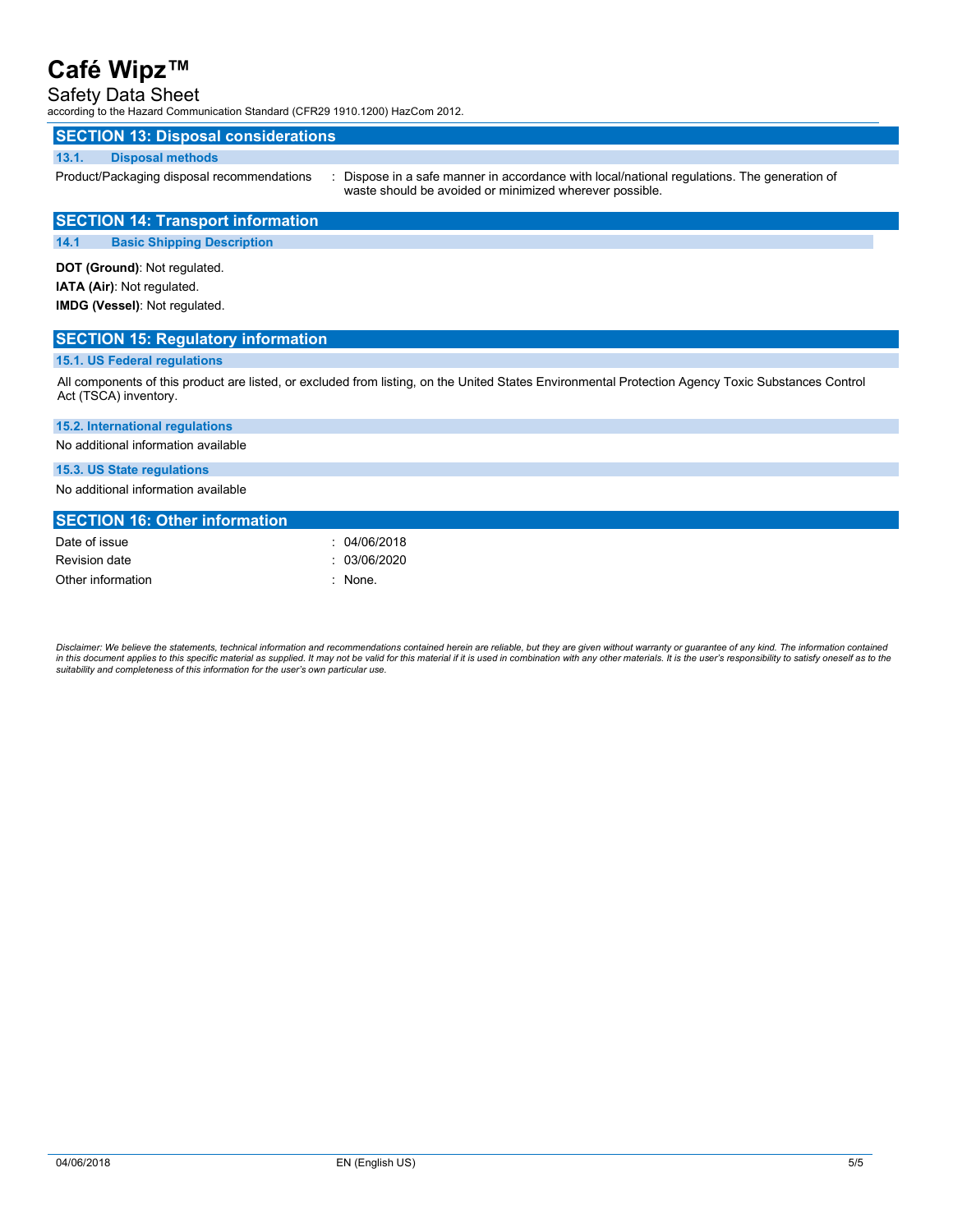## SECTION 13: Disposal considerations

### 13.1. Disposal methods

Product/Packaging disposal recommendations : Dispose in a safe manner in accordance with local/national regulations. The generation of waste should be avoided or minimized wherever possible.

## SECTION 14: Transport information

### 14.1 Basic Shipping Description

**DOT (Ground)**: Not regulated.

**IATA (Air)**: Not regulated.

**IMDG (Vessel)**: Not regulated.

## SECTION 15: Regulatory information

### 15.1. US Federal regulations

All components of this product are listed, or excluded from listing, on the United States Environmental Protection Agency Toxic Substances Control Act (TSCA) inventory.

### 15.2. International regulations

No additional information available

### 15.3. US State regulations

No additional information available

## SECTION 16: Other information

| | |
|---|---|
| Date of issue | : 04/06/2018 |
| Revision date | : 03/06/2020 |
| Other information | : None. |

*Disclaimer: We believe the statements, technical information and recommendations contained herein are reliable, but they are given without warranty or guarantee of any kind. The information contained in this document applies to this specific material as supplied. It may not be valid for this material if it is used in combination with any other materials. It is the user's responsibility to satisfy oneself as to the suitability and completeness of this information for the user's own particular use.*